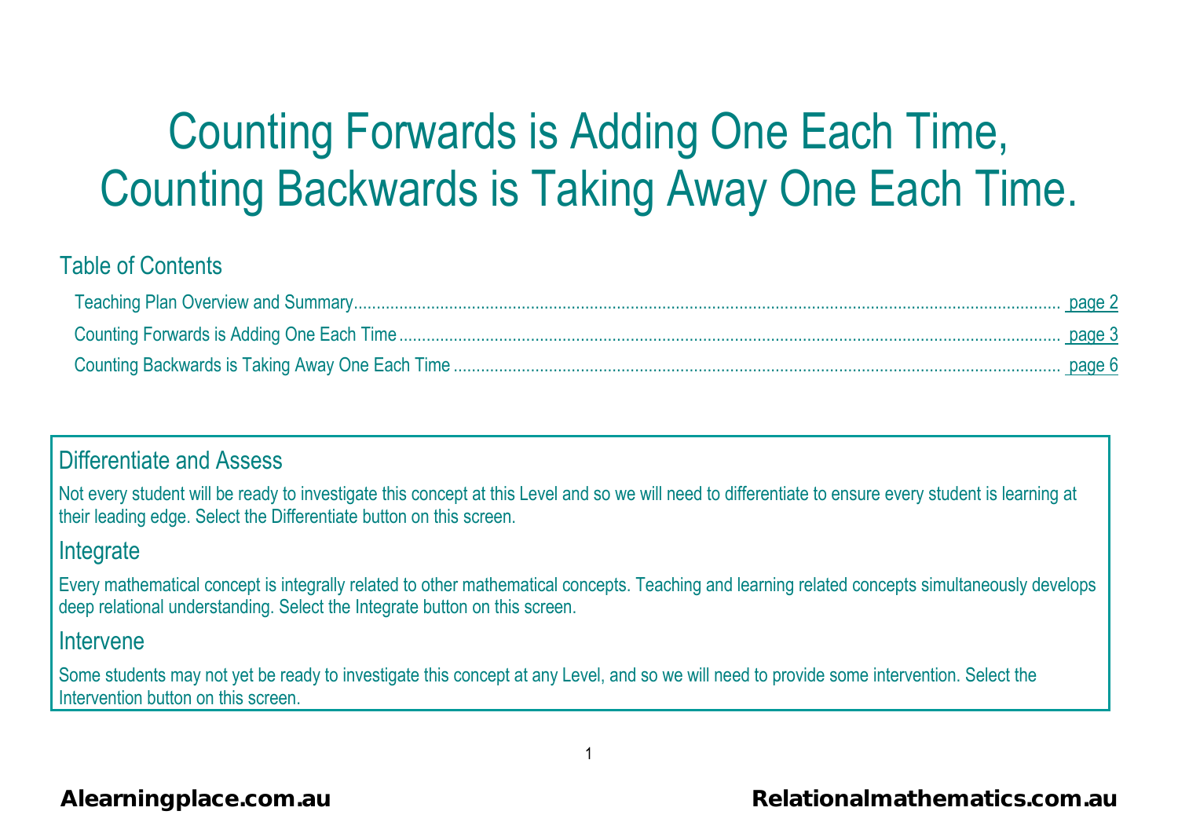# Counting Forwards is Adding One Each Time, Counting Backwards is Taking Away One Each Time.

## Table of Contents

- Teaching Plan Overview and Summary ........ page 2
- Counting Forwards is Adding One Each Time ........ page 3
- Counting Backwards is Taking Away One Each Time ........ page 6

## Differentiate and Assess

Not every student will be ready to investigate this concept at this Level and so we will need to differentiate to ensure every student is learning at their leading edge. Select the Differentiate button on this screen.

## Integrate

Every mathematical concept is integrally related to other mathematical concepts. Teaching and learning related concepts simultaneously develops deep relational understanding. Select the Integrate button on this screen.

## Intervene

Some students may not yet be ready to investigate this concept at any Level, and so we will need to provide some intervention. Select the Intervention button on this screen.

**Alearningplace.com.au** **Relationalmathematics.com.au**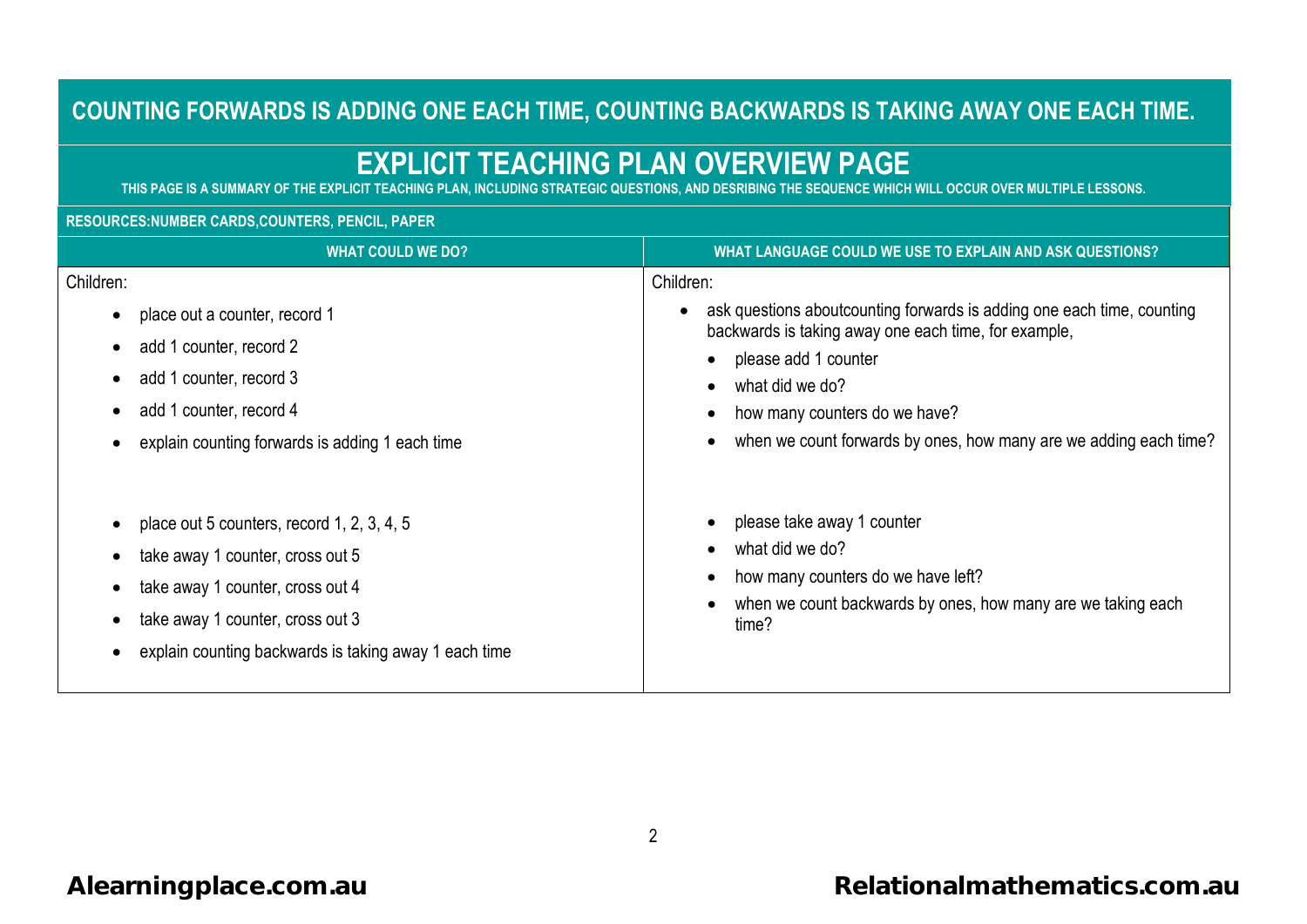# COUNTING FORWARDS IS ADDING ONE EACH TIME, COUNTING BACKWARDS IS TAKING AWAY ONE EACH TIME.

## EXPLICIT TEACHING PLAN OVERVIEW PAGE

THIS PAGE IS A SUMMARY OF THE EXPLICIT TEACHING PLAN, INCLUDING STRATEGIC QUESTIONS, AND DESRIBING THE SEQUENCE WHICH WILL OCCUR OVER MULTIPLE LESSONS.

**RESOURCES:NUMBER CARDS,COUNTERS, PENCIL, PAPER**

| WHAT COULD WE DO? | WHAT LANGUAGE COULD WE USE TO EXPLAIN AND ASK QUESTIONS? |
|---|---|
| Children:<br>• place out a counter, record 1<br>• add 1 counter, record 2<br>• add 1 counter, record 3<br>• add 1 counter, record 4<br>• explain counting forwards is adding 1 each time<br><br>• place out 5 counters, record 1, 2, 3, 4, 5<br>• take away 1 counter, cross out 5<br>• take away 1 counter, cross out 4<br>• take away 1 counter, cross out 3<br>• explain counting backwards is taking away 1 each time | Children:<br>• ask questions aboutcounting forwards is adding one each time, counting backwards is taking away one each time, for example,<br>&nbsp;&nbsp;• please add 1 counter<br>&nbsp;&nbsp;• what did we do?<br>&nbsp;&nbsp;• how many counters do we have?<br>&nbsp;&nbsp;• when we count forwards by ones, how many are we adding each time?<br><br>&nbsp;&nbsp;• please take away 1 counter<br>&nbsp;&nbsp;• what did we do?<br>&nbsp;&nbsp;• how many counters do we have left?<br>&nbsp;&nbsp;• when we count backwards by ones, how many are we taking each time? |

Alearningplace.com.au Relationalmathematics.com.au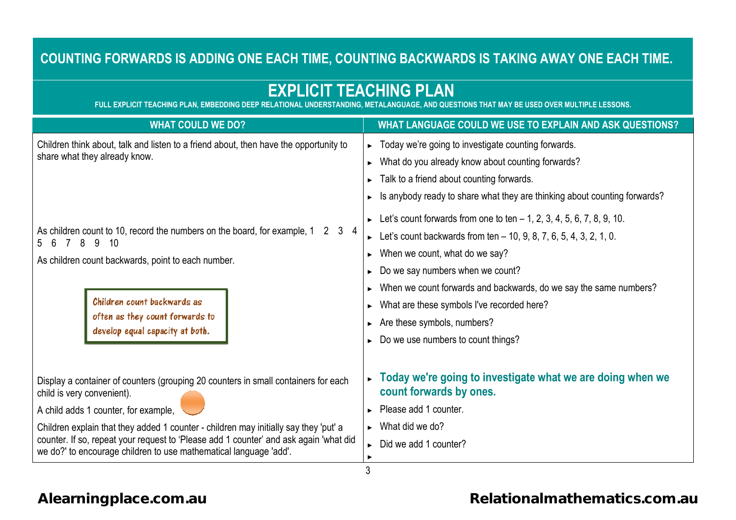## COUNTING FORWARDS IS ADDING ONE EACH TIME, COUNTING BACKWARDS IS TAKING AWAY ONE EACH TIME.

# EXPLICIT TEACHING PLAN

FULL EXPLICIT TEACHING PLAN, EMBEDDING DEEP RELATIONAL UNDERSTANDING, METALANGUAGE, AND QUESTIONS THAT MAY BE USED OVER MULTIPLE LESSONS.

| WHAT COULD WE DO? | WHAT LANGUAGE COULD WE USE TO EXPLAIN AND ASK QUESTIONS? |
|---|---|
| Children think about, talk and listen to a friend about, then have the opportunity to share what they already know. | ► Today we're going to investigate counting forwards.<br>► What do you already know about counting forwards?<br>► Talk to a friend about counting forwards.<br>► Is anybody ready to share what they are thinking about counting forwards? |
| As children count to 10, record the numbers on the board, for example, 1 2 3 4 5 6 7 8 9 10<br><br>As children count backwards, point to each number.<br><br>*Children count backwards as often as they count forwards to develop equal capacity at both.* | ► Let's count forwards from one to ten – 1, 2, 3, 4, 5, 6, 7, 8, 9, 10.<br>► Let's count backwards from ten – 10, 9, 8, 7, 6, 5, 4, 3, 2, 1, 0.<br>► When we count, what do we say?<br>► Do we say numbers when we count?<br>► When we count forwards and backwards, do we say the same numbers?<br>► What are these symbols I've recorded here?<br>► Are these symbols, numbers?<br>► Do we use numbers to count things? |
| Display a container of counters (grouping 20 counters in small containers for each child is very convenient).<br><br>A child adds 1 counter, for example,<br><br>Children explain that they added 1 counter - children may initially say they 'put' a counter. If so, repeat your request to 'Please add 1 counter' and ask again 'what did we do?' to encourage children to use mathematical language 'add'. | ► **Today we're going to investigate what we are doing when we count forwards by ones.**<br>► Please add 1 counter.<br>► What did we do?<br>► Did we add 1 counter?<br>► |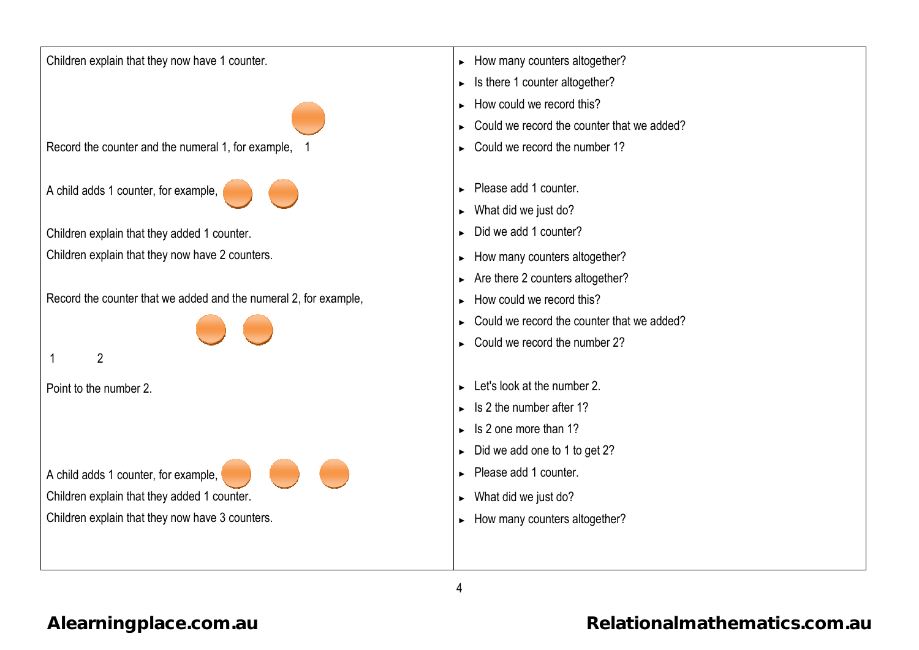| | |
|---|---|
| Children explain that they now have 1 counter.<br><br>Record the counter and the numeral 1, for example, 1 | ► How many counters altogether?<br>► Is there 1 counter altogether?<br>► How could we record this?<br>► Could we record the counter that we added?<br>► Could we record the number 1? |
| A child adds 1 counter, for example,<br><br>Children explain that they added 1 counter.<br>Children explain that they now have 2 counters.<br><br>Record the counter that we added and the numeral 2, for example,<br><br>1 2 | ► Please add 1 counter.<br>► What did we just do?<br>► Did we add 1 counter?<br>► How many counters altogether?<br>► Are there 2 counters altogether?<br>► How could we record this?<br>► Could we record the counter that we added?<br>► Could we record the number 2? |
| Point to the number 2. | ► Let's look at the number 2.<br>► Is 2 the number after 1?<br>► Is 2 one more than 1?<br>► Did we add one to 1 to get 2? |
| A child adds 1 counter, for example,<br>Children explain that they added 1 counter.<br>Children explain that they now have 3 counters. | ► Please add 1 counter.<br>► What did we just do?<br>► How many counters altogether? |

Alearningplace.com.au

Relationalmathematics.com.au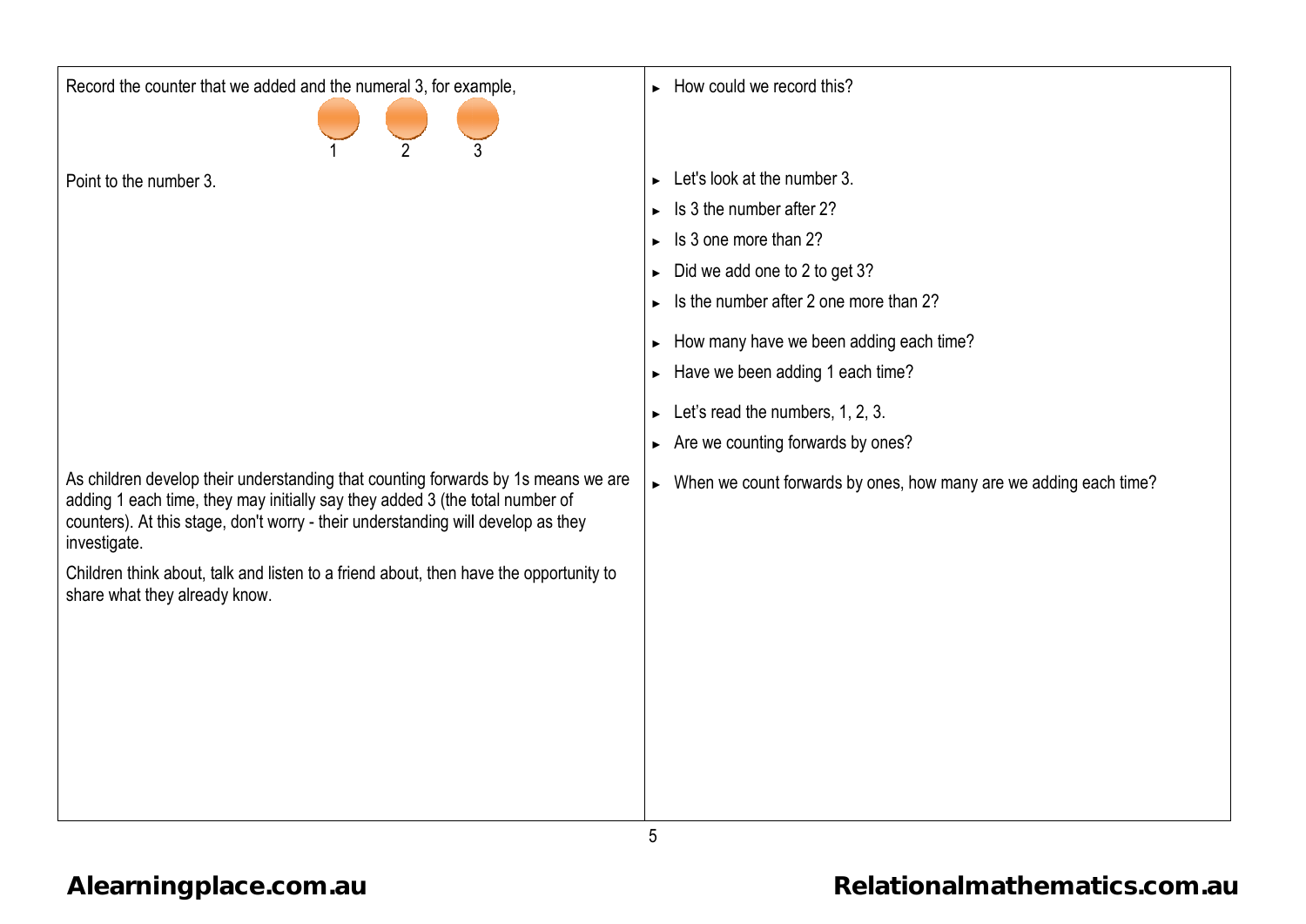| | |
|---|---|
| Record the counter that we added and the numeral 3, for example,<br><br>1 2 3 | ► How could we record this? |
| Point to the number 3. | ► Let's look at the number 3.<br>► Is 3 the number after 2?<br>► Is 3 one more than 2?<br>► Did we add one to 2 to get 3?<br>► Is the number after 2 one more than 2?<br>► How many have we been adding each time?<br>► Have we been adding 1 each time?<br>► Let's read the numbers, 1, 2, 3.<br>► Are we counting forwards by ones? |
| As children develop their understanding that counting forwards by 1s means we are adding 1 each time, they may initially say they added 3 (the total number of counters). At this stage, don't worry - their understanding will develop as they investigate.<br><br>Children think about, talk and listen to a friend about, then have the opportunity to share what they already know. | ► When we count forwards by ones, how many are we adding each time? |

Alearningplace.com.au

Relationalmathematics.com.au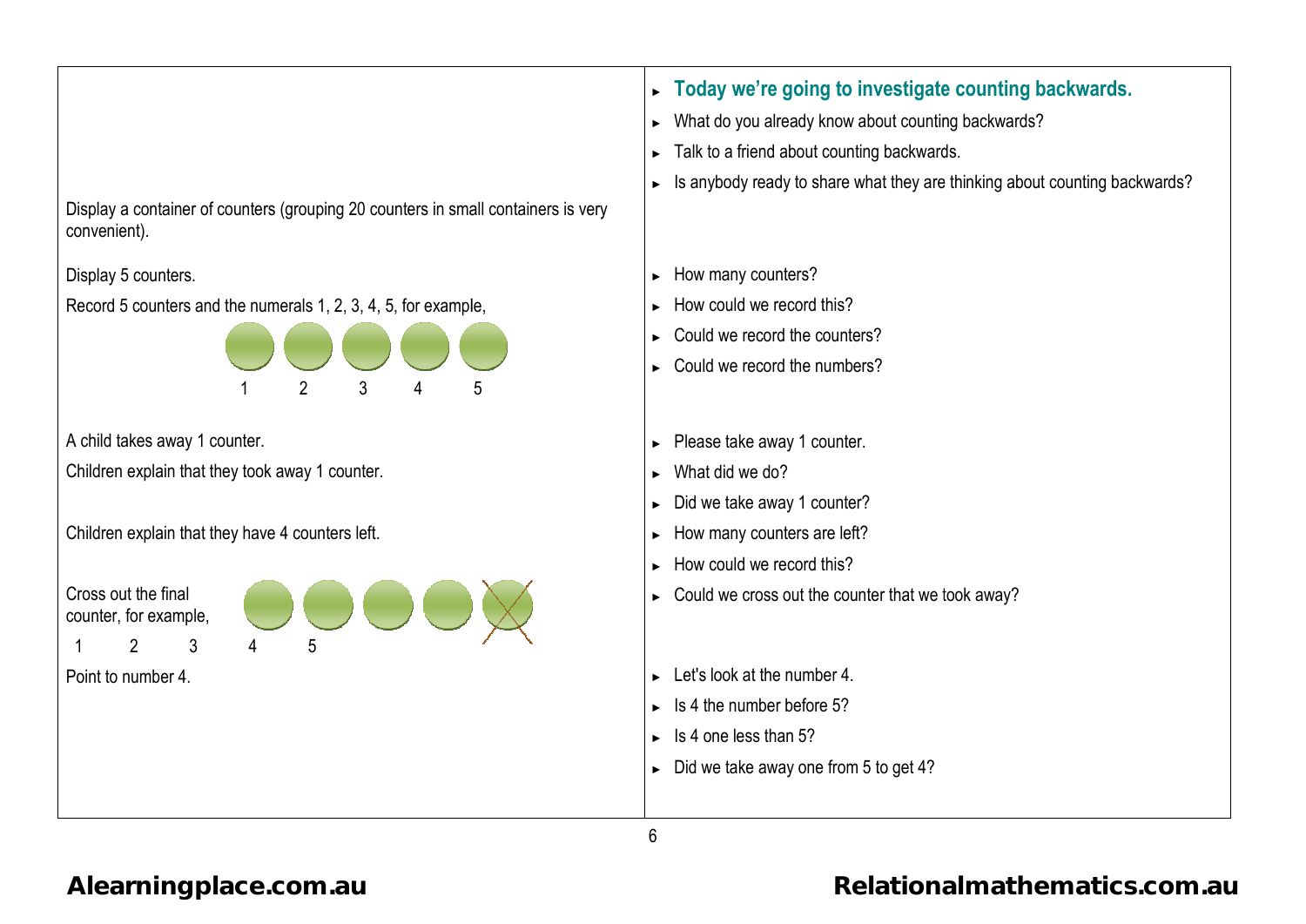| | |
|---|---|
| | **Today we're going to investigate counting backwards.** |
| | What do you already know about counting backwards? |
| | Talk to a friend about counting backwards. |
| | Is anybody ready to share what they are thinking about counting backwards? |
| Display a container of counters (grouping 20 counters in small containers is very convenient). | |
| Display 5 counters. | How many counters? |
| Record 5 counters and the numerals 1, 2, 3, 4, 5, for example, 1 2 3 4 5 | How could we record this? Could we record the counters? Could we record the numbers? |
| A child takes away 1 counter. | Please take away 1 counter. |
| Children explain that they took away 1 counter. | What did we do? Did we take away 1 counter? |
| Children explain that they have 4 counters left. | How many counters are left? How could we record this? |
| Cross out the final counter, for example, 1 2 3 4 5 | Could we cross out the counter that we took away? |
| Point to number 4. | Let's look at the number 4. Is 4 the number before 5? Is 4 one less than 5? Did we take away one from 5 to get 4? |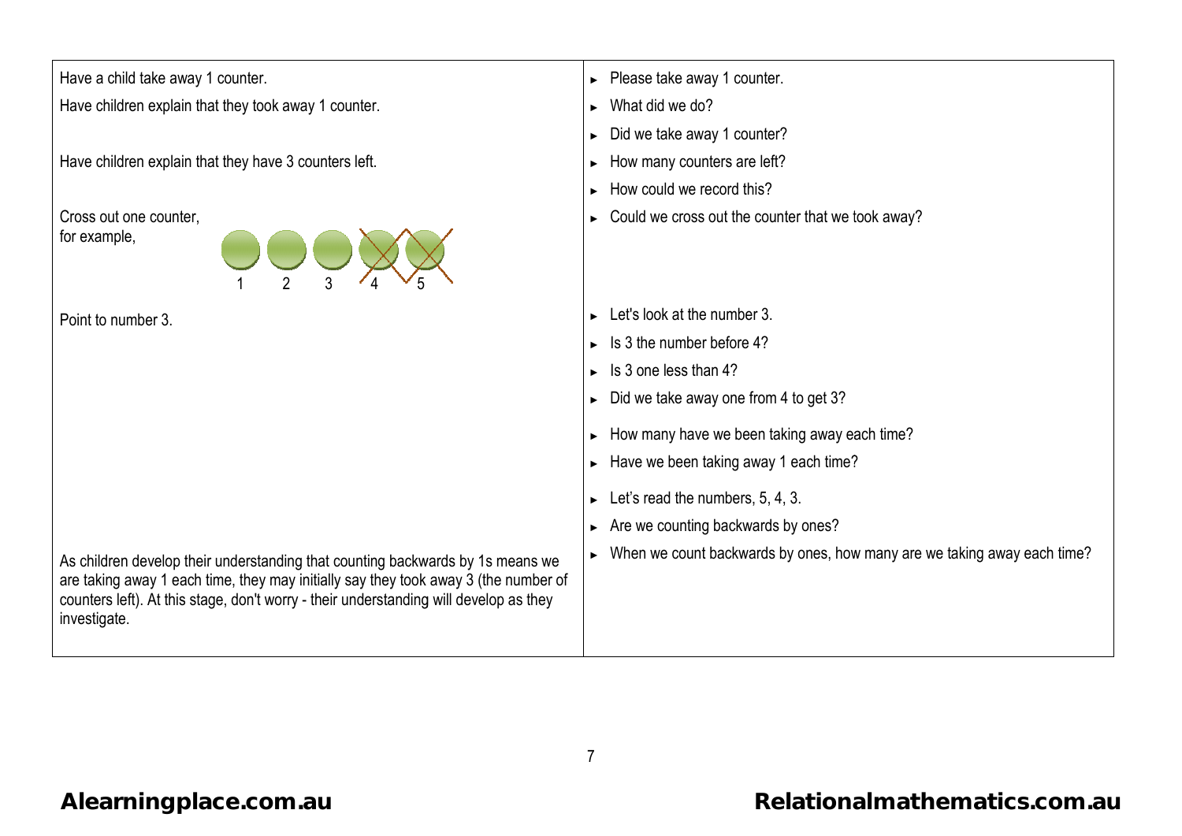| | |
|---|---|
| Have a child take away 1 counter. | ► Please take away 1 counter. |
| Have children explain that they took away 1 counter. | ► What did we do?<br>► Did we take away 1 counter? |
| Have children explain that they have 3 counters left. | ► How many counters are left?<br>► How could we record this? |
| Cross out one counter, for example,<br>1 2 3 4 5 | ► Could we cross out the counter that we took away? |
| Point to number 3. | ► Let's look at the number 3.<br>► Is 3 the number before 4?<br>► Is 3 one less than 4?<br>► Did we take away one from 4 to get 3?<br>► How many have we been taking away each time?<br>► Have we been taking away 1 each time?<br>► Let's read the numbers, 5, 4, 3.<br>► Are we counting backwards by ones? |
| As children develop their understanding that counting backwards by 1s means we are taking away 1 each time, they may initially say they took away 3 (the number of counters left). At this stage, don't worry - their understanding will develop as they investigate. | ► When we count backwards by ones, how many are we taking away each time? |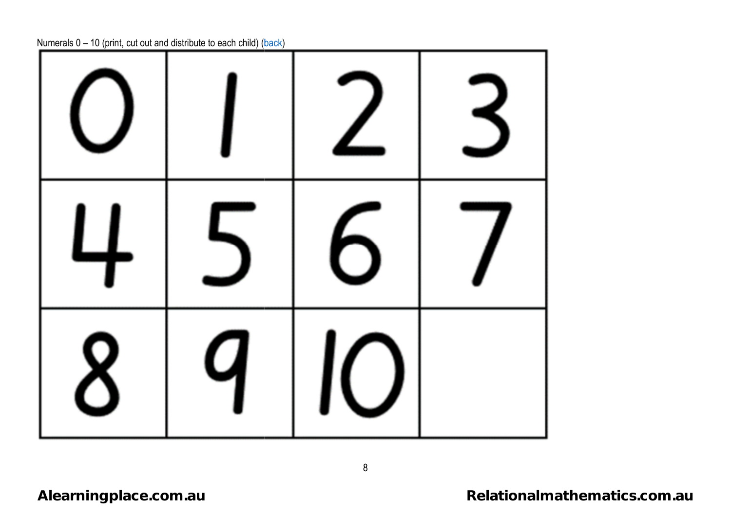Numerals 0 – 10 (print, cut out and distribute to each child) (back)

| | | | |
|---|---|---|---|
| 0 | 1 | 2 | 3 |
| 4 | 5 | 6 | 7 |
| 8 | 9 | 10 | |

Alearningplace.com.au

Relationalmathematics.com.au